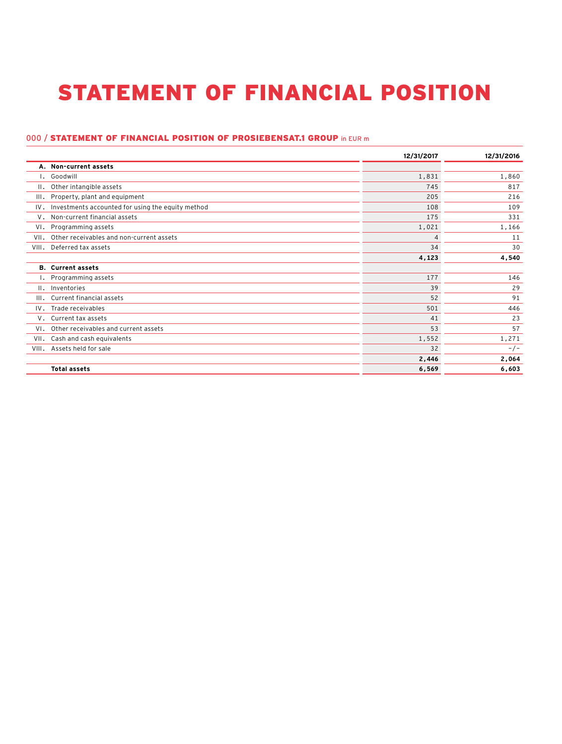# STATEMENT OF FINANCIAL POSITION

## 000 / STATEMENT OF FINANCIAL POSITION OF PROSIEBENSAT.1 GROUP in EUR m

| | | 12/31/2017 | 12/31/2016 |
|---|---|---|---|
| **A.** | **Non-current assets** | | |
| I. | Goodwill | 1,831 | 1,860 |
| II. | Other intangible assets | 745 | 817 |
| III. | Property, plant and equipment | 205 | 216 |
| IV. | Investments accounted for using the equity method | 108 | 109 |
| V. | Non-current financial assets | 175 | 331 |
| VI. | Programming assets | 1,021 | 1,166 |
| VII. | Other receivables and non-current assets | 4 | 11 |
| VIII. | Deferred tax assets | 34 | 30 |
| | | **4,123** | **4,540** |
| **B.** | **Current assets** | | |
| I. | Programming assets | 177 | 146 |
| II. | Inventories | 39 | 29 |
| III. | Current financial assets | 52 | 91 |
| IV. | Trade receivables | 501 | 446 |
| V. | Current tax assets | 41 | 23 |
| VI. | Other receivables and current assets | 53 | 57 |
| VII. | Cash and cash equivalents | 1,552 | 1,271 |
| VIII. | Assets held for sale | 32 | -/- |
| | | **2,446** | **2,064** |
| | **Total assets** | **6,569** | **6,603** |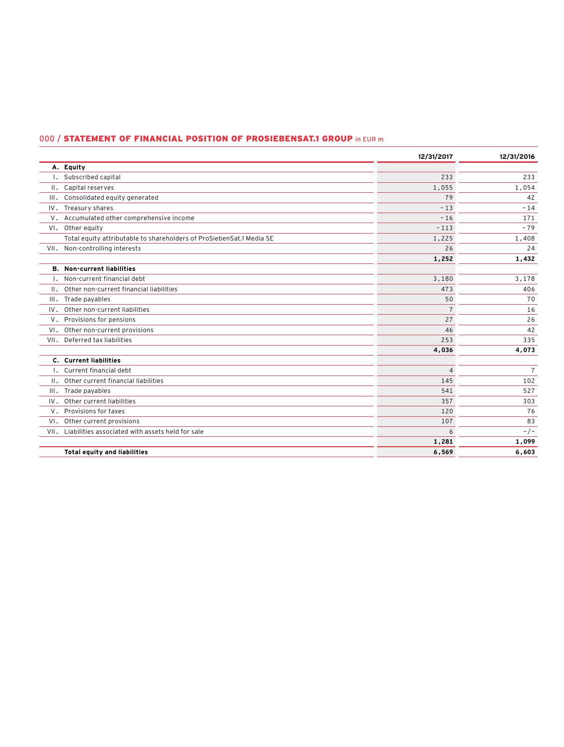## 000 / STATEMENT OF FINANCIAL POSITION OF PROSIEBENSAT.1 GROUP in EUR m

| | | 12/31/2017 | 12/31/2016 |
|---|---|---|---|
| **A.** | **Equity** | | |
| I. | Subscribed capital | 233 | 233 |
| II. | Capital reserves | 1,055 | 1,054 |
| III. | Consolidated equity generated | 79 | 42 |
| IV. | Treasury shares | -13 | -14 |
| V. | Accumulated other comprehensive income | -16 | 171 |
| VI. | Other equity | -113 | -79 |
| | Total equity attributable to shareholders of ProSiebenSat.1 Media SE | 1,225 | 1,408 |
| VII. | Non-controlling interests | 26 | 24 |
| | | **1,252** | **1,432** |
| **B.** | **Non-current liabilities** | | |
| I. | Non-current financial debt | 3,180 | 3,178 |
| II. | Other non-current financial liabilities | 473 | 406 |
| III. | Trade payables | 50 | 70 |
| IV. | Other non-current liabilities | 7 | 16 |
| V. | Provisions for pensions | 27 | 26 |
| VI. | Other non-current provisions | 46 | 42 |
| VII. | Deferred tax liabilities | 253 | 335 |
| | | **4,036** | **4,073** |
| **C.** | **Current liabilities** | | |
| I. | Current financial debt | 4 | 7 |
| II. | Other current financial liabilities | 145 | 102 |
| III. | Trade payables | 541 | 527 |
| IV. | Other current liabilities | 357 | 303 |
| V. | Provisions for taxes | 120 | 76 |
| VI. | Other current provisions | 107 | 83 |
| VII. | Liabilities associated with assets held for sale | 6 | -/- |
| | | **1,281** | **1,099** |
| | **Total equity and liabilities** | **6,569** | **6,603** |